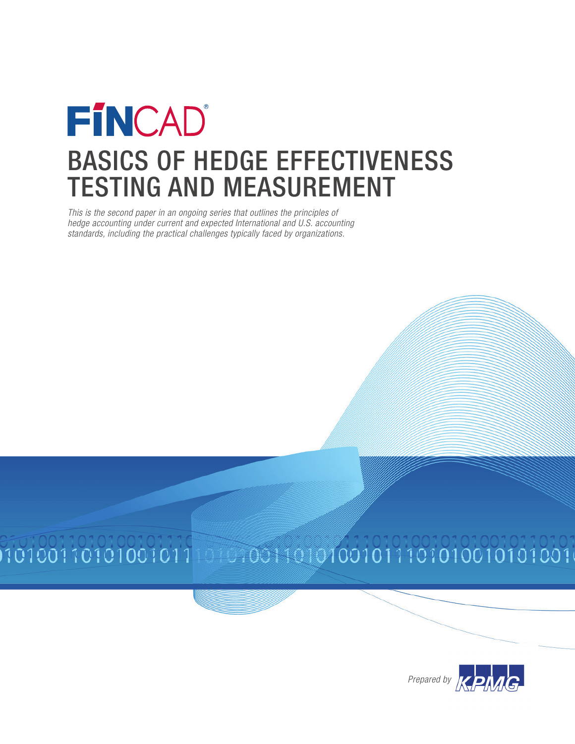FINCAD®

# BASICS OF HEDGE EFFECTIVENESS TESTING AND MEASUREMENT

*This is the second paper in an ongoing series that outlines the principles of hedge accounting under current and expected International and U.S. accounting standards, including the practical challenges typically faced by organizations.*

*Prepared by* KPMG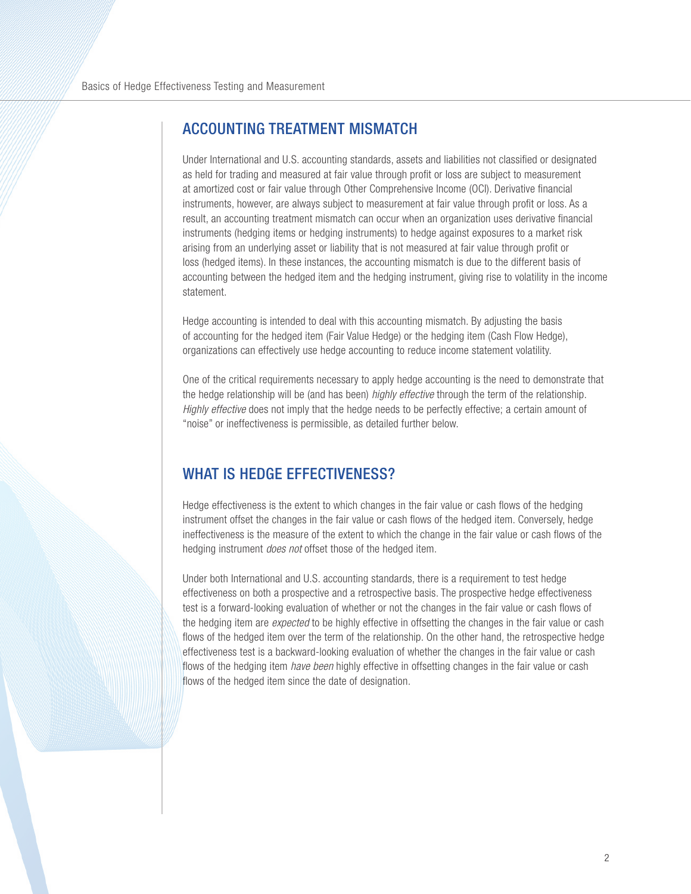## ACCOUNTING TREATMENT MISMATCH

Under International and U.S. accounting standards, assets and liabilities not classified or designated as held for trading and measured at fair value through profit or loss are subject to measurement at amortized cost or fair value through Other Comprehensive Income (OCI). Derivative financial instruments, however, are always subject to measurement at fair value through profit or loss. As a result, an accounting treatment mismatch can occur when an organization uses derivative financial instruments (hedging items or hedging instruments) to hedge against exposures to a market risk arising from an underlying asset or liability that is not measured at fair value through profit or loss (hedged items). In these instances, the accounting mismatch is due to the different basis of accounting between the hedged item and the hedging instrument, giving rise to volatility in the income statement.

Hedge accounting is intended to deal with this accounting mismatch. By adjusting the basis of accounting for the hedged item (Fair Value Hedge) or the hedging item (Cash Flow Hedge), organizations can effectively use hedge accounting to reduce income statement volatility.

One of the critical requirements necessary to apply hedge accounting is the need to demonstrate that the hedge relationship will be (and has been) *highly effective* through the term of the relationship. *Highly effective* does not imply that the hedge needs to be perfectly effective; a certain amount of "noise" or ineffectiveness is permissible, as detailed further below.

## WHAT IS HEDGE EFFECTIVENESS?

Hedge effectiveness is the extent to which changes in the fair value or cash flows of the hedging instrument offset the changes in the fair value or cash flows of the hedged item. Conversely, hedge ineffectiveness is the measure of the extent to which the change in the fair value or cash flows of the hedging instrument *does not* offset those of the hedged item.

Under both International and U.S. accounting standards, there is a requirement to test hedge effectiveness on both a prospective and a retrospective basis. The prospective hedge effectiveness test is a forward-looking evaluation of whether or not the changes in the fair value or cash flows of the hedging item are *expected* to be highly effective in offsetting the changes in the fair value or cash flows of the hedged item over the term of the relationship. On the other hand, the retrospective hedge effectiveness test is a backward-looking evaluation of whether the changes in the fair value or cash flows of the hedging item *have been* highly effective in offsetting changes in the fair value or cash flows of the hedged item since the date of designation.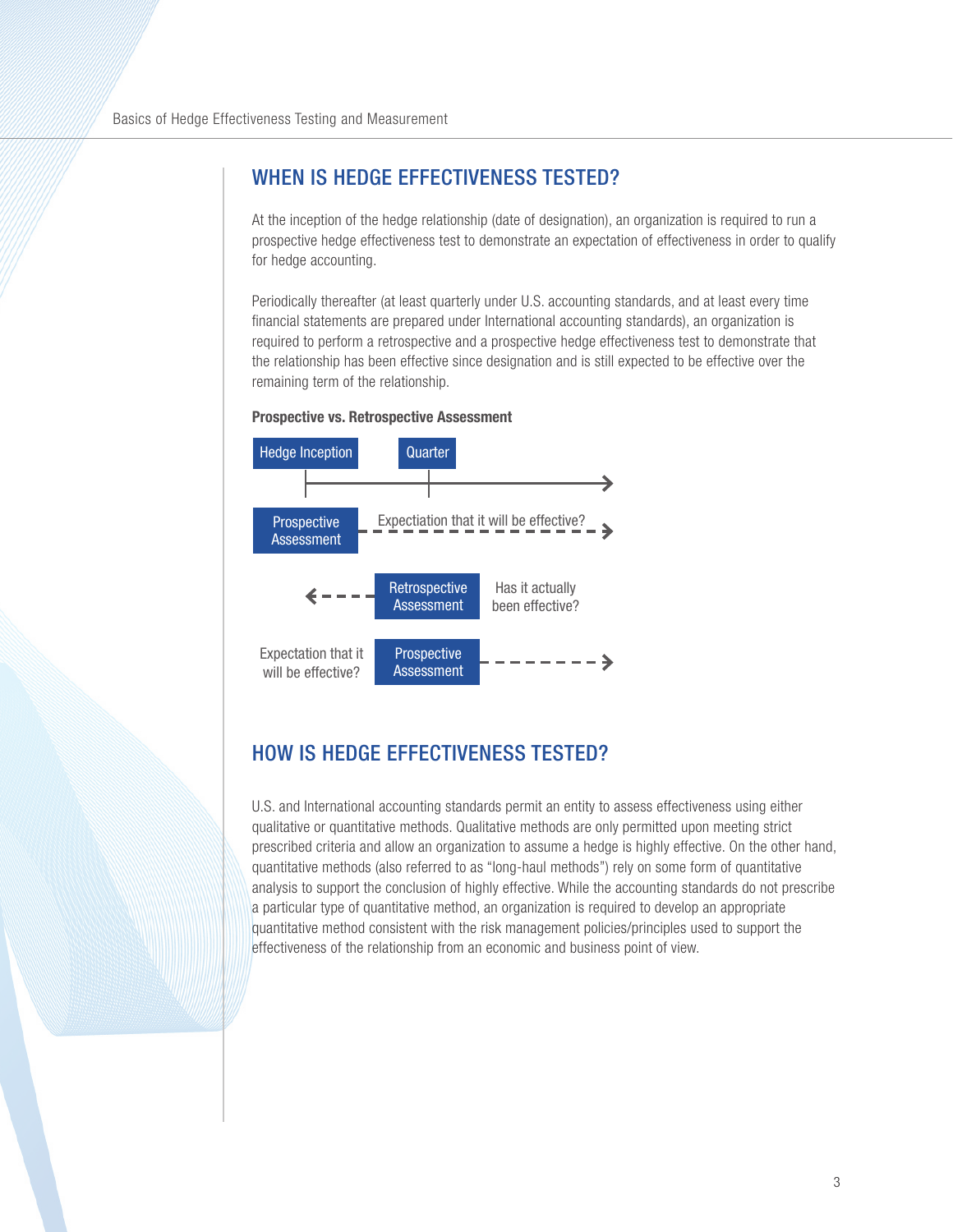## WHEN IS HEDGE EFFECTIVENESS TESTED?

At the inception of the hedge relationship (date of designation), an organization is required to run a prospective hedge effectiveness test to demonstrate an expectation of effectiveness in order to qualify for hedge accounting.

Periodically thereafter (at least quarterly under U.S. accounting standards, and at least every time financial statements are prepared under International accounting standards), an organization is required to perform a retrospective and a prospective hedge effectiveness test to demonstrate that the relationship has been effective since designation and is still expected to be effective over the remaining term of the relationship.

**Prospective vs. Retrospective Assessment**

Hedge Inception | Quarter

Prospective Assessment — Expectiation that it will be effective?

Retrospective Assessment — Has it actually been effective?

Expectation that it will be effective? — Prospective Assessment

## HOW IS HEDGE EFFECTIVENESS TESTED?

U.S. and International accounting standards permit an entity to assess effectiveness using either qualitative or quantitative methods. Qualitative methods are only permitted upon meeting strict prescribed criteria and allow an organization to assume a hedge is highly effective. On the other hand, quantitative methods (also referred to as "long-haul methods") rely on some form of quantitative analysis to support the conclusion of highly effective. While the accounting standards do not prescribe a particular type of quantitative method, an organization is required to develop an appropriate quantitative method consistent with the risk management policies/principles used to support the effectiveness of the relationship from an economic and business point of view.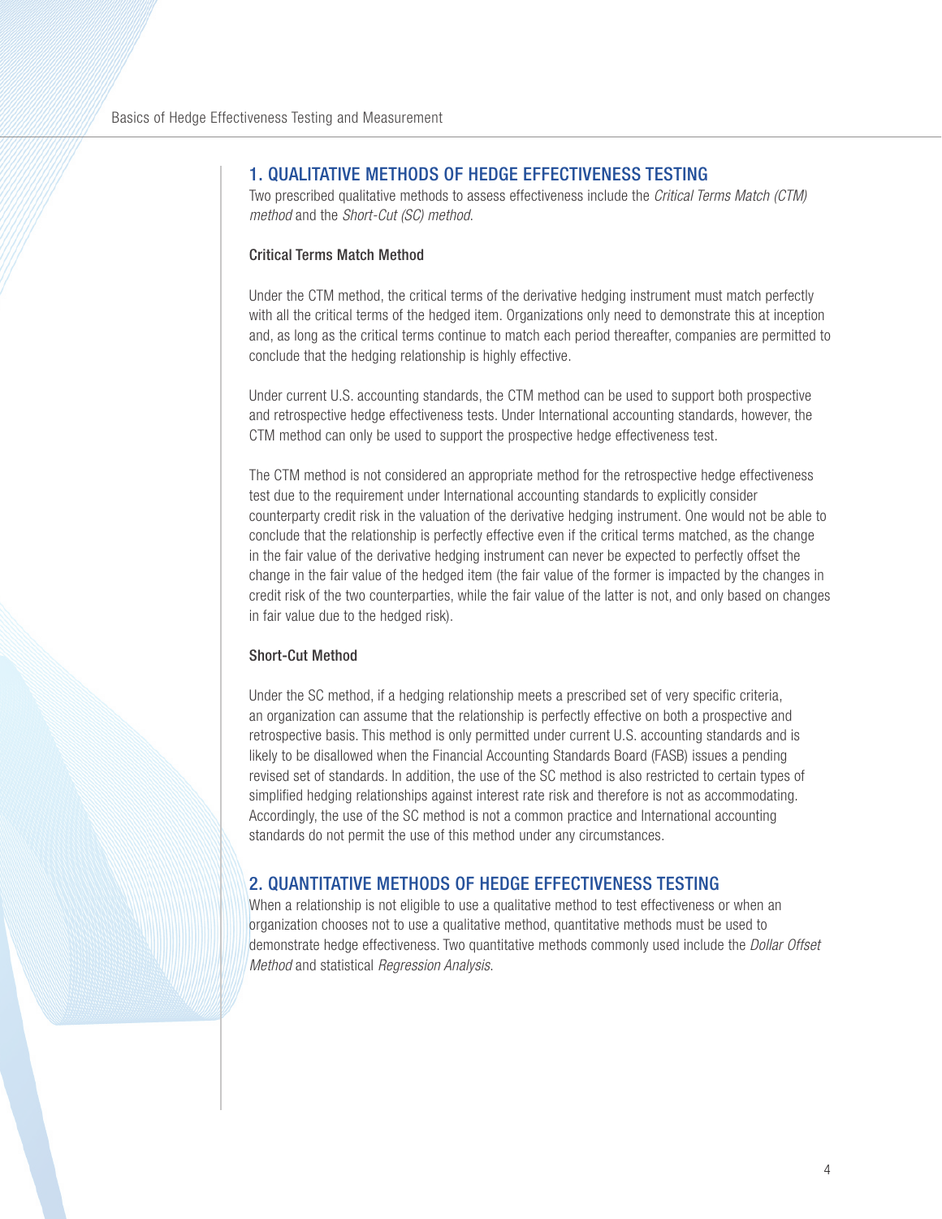## 1. QUALITATIVE METHODS OF HEDGE EFFECTIVENESS TESTING

Two prescribed qualitative methods to assess effectiveness include the *Critical Terms Match (CTM) method* and the *Short-Cut (SC) method*.

### Critical Terms Match Method

Under the CTM method, the critical terms of the derivative hedging instrument must match perfectly with all the critical terms of the hedged item. Organizations only need to demonstrate this at inception and, as long as the critical terms continue to match each period thereafter, companies are permitted to conclude that the hedging relationship is highly effective.

Under current U.S. accounting standards, the CTM method can be used to support both prospective and retrospective hedge effectiveness tests. Under International accounting standards, however, the CTM method can only be used to support the prospective hedge effectiveness test.

The CTM method is not considered an appropriate method for the retrospective hedge effectiveness test due to the requirement under International accounting standards to explicitly consider counterparty credit risk in the valuation of the derivative hedging instrument. One would not be able to conclude that the relationship is perfectly effective even if the critical terms matched, as the change in the fair value of the derivative hedging instrument can never be expected to perfectly offset the change in the fair value of the hedged item (the fair value of the former is impacted by the changes in credit risk of the two counterparties, while the fair value of the latter is not, and only based on changes in fair value due to the hedged risk).

### Short-Cut Method

Under the SC method, if a hedging relationship meets a prescribed set of very specific criteria, an organization can assume that the relationship is perfectly effective on both a prospective and retrospective basis. This method is only permitted under current U.S. accounting standards and is likely to be disallowed when the Financial Accounting Standards Board (FASB) issues a pending revised set of standards. In addition, the use of the SC method is also restricted to certain types of simplified hedging relationships against interest rate risk and therefore is not as accommodating. Accordingly, the use of the SC method is not a common practice and International accounting standards do not permit the use of this method under any circumstances.

## 2. QUANTITATIVE METHODS OF HEDGE EFFECTIVENESS TESTING

When a relationship is not eligible to use a qualitative method to test effectiveness or when an organization chooses not to use a qualitative method, quantitative methods must be used to demonstrate hedge effectiveness. Two quantitative methods commonly used include the *Dollar Offset Method* and statistical *Regression Analysis*.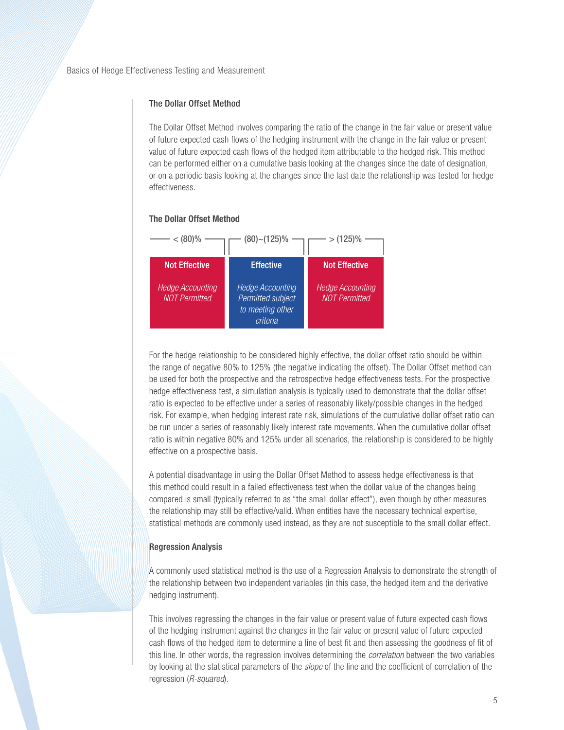### The Dollar Offset Method

The Dollar Offset Method involves comparing the ratio of the change in the fair value or present value of future expected cash flows of the hedging instrument with the change in the fair value or present value of future expected cash flows of the hedged item attributable to the hedged risk. This method can be performed either on a cumulative basis looking at the changes since the date of designation, or on a periodic basis looking at the changes since the last date the relationship was tested for hedge effectiveness.

#### The Dollar Offset Method

| < (80)% | (80)~(125)% | > (125)% |
|---|---|---|
| **Not Effective** | **Effective** | **Not Effective** |
| *Hedge Accounting NOT Permitted* | *Hedge Accounting Permitted subject to meeting other criteria* | *Hedge Accounting NOT Permitted* |

For the hedge relationship to be considered highly effective, the dollar offset ratio should be within the range of negative 80% to 125% (the negative indicating the offset). The Dollar Offset method can be used for both the prospective and the retrospective hedge effectiveness tests. For the prospective hedge effectiveness test, a simulation analysis is typically used to demonstrate that the dollar offset ratio is expected to be effective under a series of reasonably likely/possible changes in the hedged risk. For example, when hedging interest rate risk, simulations of the cumulative dollar offset ratio can be run under a series of reasonably likely interest rate movements. When the cumulative dollar offset ratio is within negative 80% and 125% under all scenarios, the relationship is considered to be highly effective on a prospective basis.

A potential disadvantage in using the Dollar Offset Method to assess hedge effectiveness is that this method could result in a failed effectiveness test when the dollar value of the changes being compared is small (typically referred to as "the small dollar effect"), even though by other measures the relationship may still be effective/valid. When entities have the necessary technical expertise, statistical methods are commonly used instead, as they are not susceptible to the small dollar effect.

### Regression Analysis

A commonly used statistical method is the use of a Regression Analysis to demonstrate the strength of the relationship between two independent variables (in this case, the hedged item and the derivative hedging instrument).

This involves regressing the changes in the fair value or present value of future expected cash flows of the hedging instrument against the changes in the fair value or present value of future expected cash flows of the hedged item to determine a line of best fit and then assessing the goodness of fit of this line. In other words, the regression involves determining the *correlation* between the two variables by looking at the statistical parameters of the *slope* of the line and the coefficient of correlation of the regression (*R-squared*).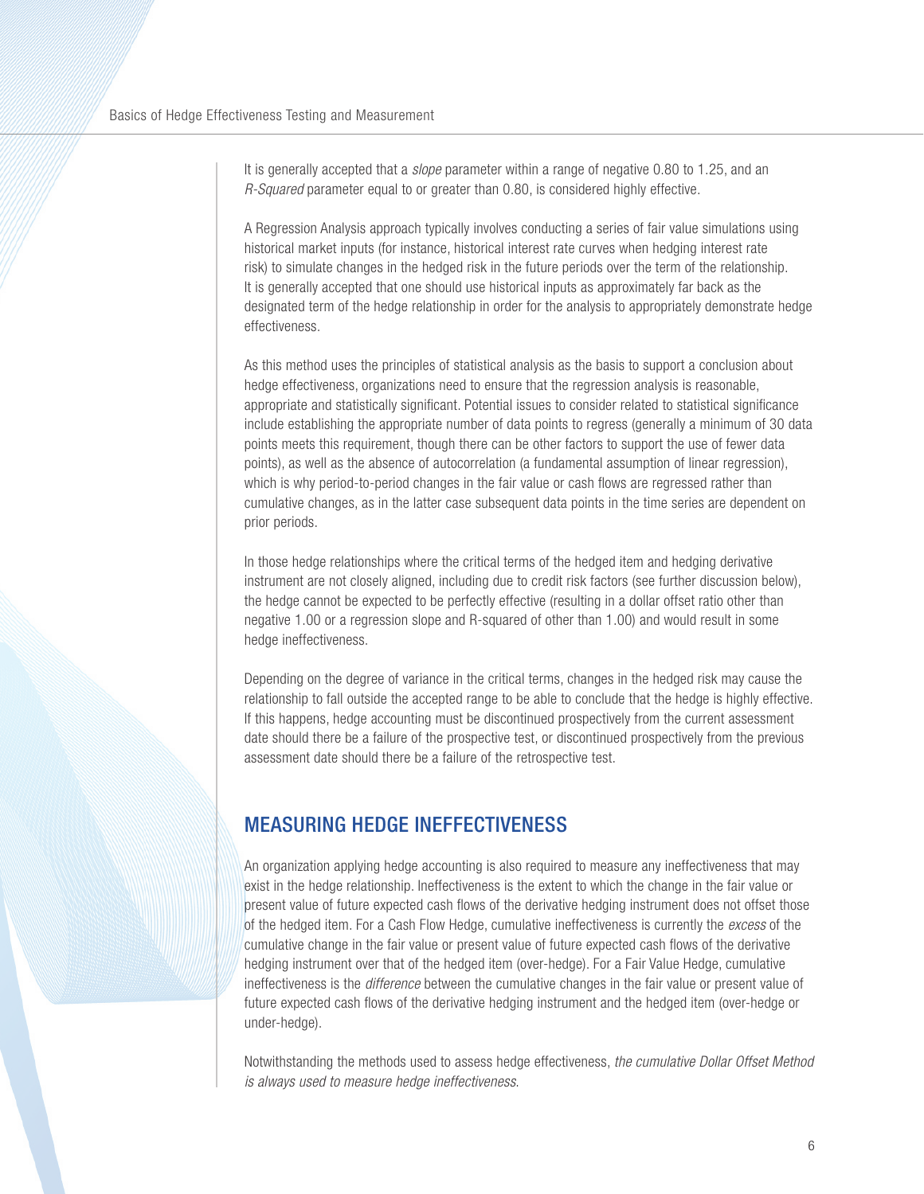It is generally accepted that a *slope* parameter within a range of negative 0.80 to 1.25, and an *R-Squared* parameter equal to or greater than 0.80, is considered highly effective.

A Regression Analysis approach typically involves conducting a series of fair value simulations using historical market inputs (for instance, historical interest rate curves when hedging interest rate risk) to simulate changes in the hedged risk in the future periods over the term of the relationship. It is generally accepted that one should use historical inputs as approximately far back as the designated term of the hedge relationship in order for the analysis to appropriately demonstrate hedge effectiveness.

As this method uses the principles of statistical analysis as the basis to support a conclusion about hedge effectiveness, organizations need to ensure that the regression analysis is reasonable, appropriate and statistically significant. Potential issues to consider related to statistical significance include establishing the appropriate number of data points to regress (generally a minimum of 30 data points meets this requirement, though there can be other factors to support the use of fewer data points), as well as the absence of autocorrelation (a fundamental assumption of linear regression), which is why period-to-period changes in the fair value or cash flows are regressed rather than cumulative changes, as in the latter case subsequent data points in the time series are dependent on prior periods.

In those hedge relationships where the critical terms of the hedged item and hedging derivative instrument are not closely aligned, including due to credit risk factors (see further discussion below), the hedge cannot be expected to be perfectly effective (resulting in a dollar offset ratio other than negative 1.00 or a regression slope and R-squared of other than 1.00) and would result in some hedge ineffectiveness.

Depending on the degree of variance in the critical terms, changes in the hedged risk may cause the relationship to fall outside the accepted range to be able to conclude that the hedge is highly effective. If this happens, hedge accounting must be discontinued prospectively from the current assessment date should there be a failure of the prospective test, or discontinued prospectively from the previous assessment date should there be a failure of the retrospective test.

## MEASURING HEDGE INEFFECTIVENESS

An organization applying hedge accounting is also required to measure any ineffectiveness that may exist in the hedge relationship. Ineffectiveness is the extent to which the change in the fair value or present value of future expected cash flows of the derivative hedging instrument does not offset those of the hedged item. For a Cash Flow Hedge, cumulative ineffectiveness is currently the *excess* of the cumulative change in the fair value or present value of future expected cash flows of the derivative hedging instrument over that of the hedged item (over-hedge). For a Fair Value Hedge, cumulative ineffectiveness is the *difference* between the cumulative changes in the fair value or present value of future expected cash flows of the derivative hedging instrument and the hedged item (over-hedge or under-hedge).

Notwithstanding the methods used to assess hedge effectiveness, *the cumulative Dollar Offset Method is always used to measure hedge ineffectiveness.*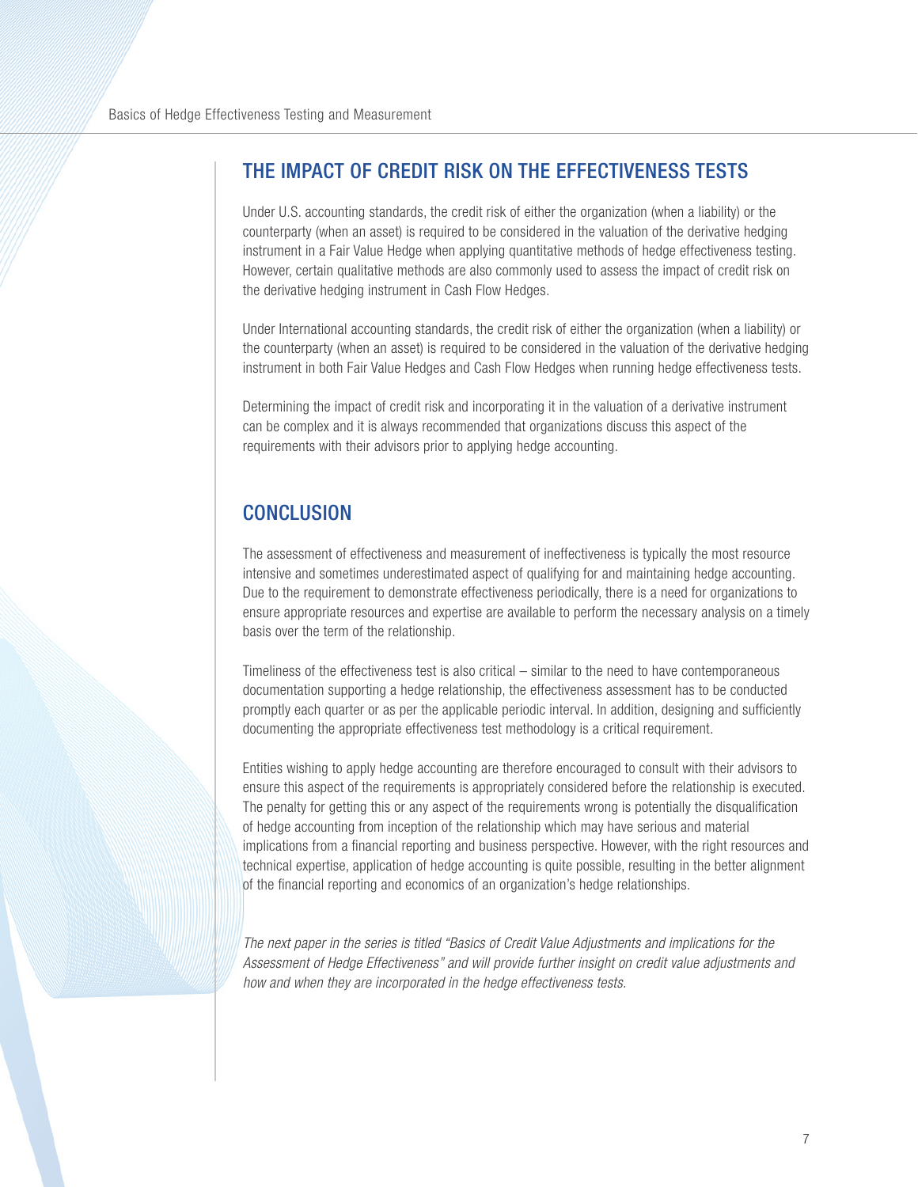## THE IMPACT OF CREDIT RISK ON THE EFFECTIVENESS TESTS

Under U.S. accounting standards, the credit risk of either the organization (when a liability) or the counterparty (when an asset) is required to be considered in the valuation of the derivative hedging instrument in a Fair Value Hedge when applying quantitative methods of hedge effectiveness testing. However, certain qualitative methods are also commonly used to assess the impact of credit risk on the derivative hedging instrument in Cash Flow Hedges.

Under International accounting standards, the credit risk of either the organization (when a liability) or the counterparty (when an asset) is required to be considered in the valuation of the derivative hedging instrument in both Fair Value Hedges and Cash Flow Hedges when running hedge effectiveness tests.

Determining the impact of credit risk and incorporating it in the valuation of a derivative instrument can be complex and it is always recommended that organizations discuss this aspect of the requirements with their advisors prior to applying hedge accounting.

## CONCLUSION

The assessment of effectiveness and measurement of ineffectiveness is typically the most resource intensive and sometimes underestimated aspect of qualifying for and maintaining hedge accounting. Due to the requirement to demonstrate effectiveness periodically, there is a need for organizations to ensure appropriate resources and expertise are available to perform the necessary analysis on a timely basis over the term of the relationship.

Timeliness of the effectiveness test is also critical – similar to the need to have contemporaneous documentation supporting a hedge relationship, the effectiveness assessment has to be conducted promptly each quarter or as per the applicable periodic interval. In addition, designing and sufficiently documenting the appropriate effectiveness test methodology is a critical requirement.

Entities wishing to apply hedge accounting are therefore encouraged to consult with their advisors to ensure this aspect of the requirements is appropriately considered before the relationship is executed. The penalty for getting this or any aspect of the requirements wrong is potentially the disqualification of hedge accounting from inception of the relationship which may have serious and material implications from a financial reporting and business perspective. However, with the right resources and technical expertise, application of hedge accounting is quite possible, resulting in the better alignment of the financial reporting and economics of an organization's hedge relationships.

*The next paper in the series is titled "Basics of Credit Value Adjustments and implications for the Assessment of Hedge Effectiveness" and will provide further insight on credit value adjustments and how and when they are incorporated in the hedge effectiveness tests.*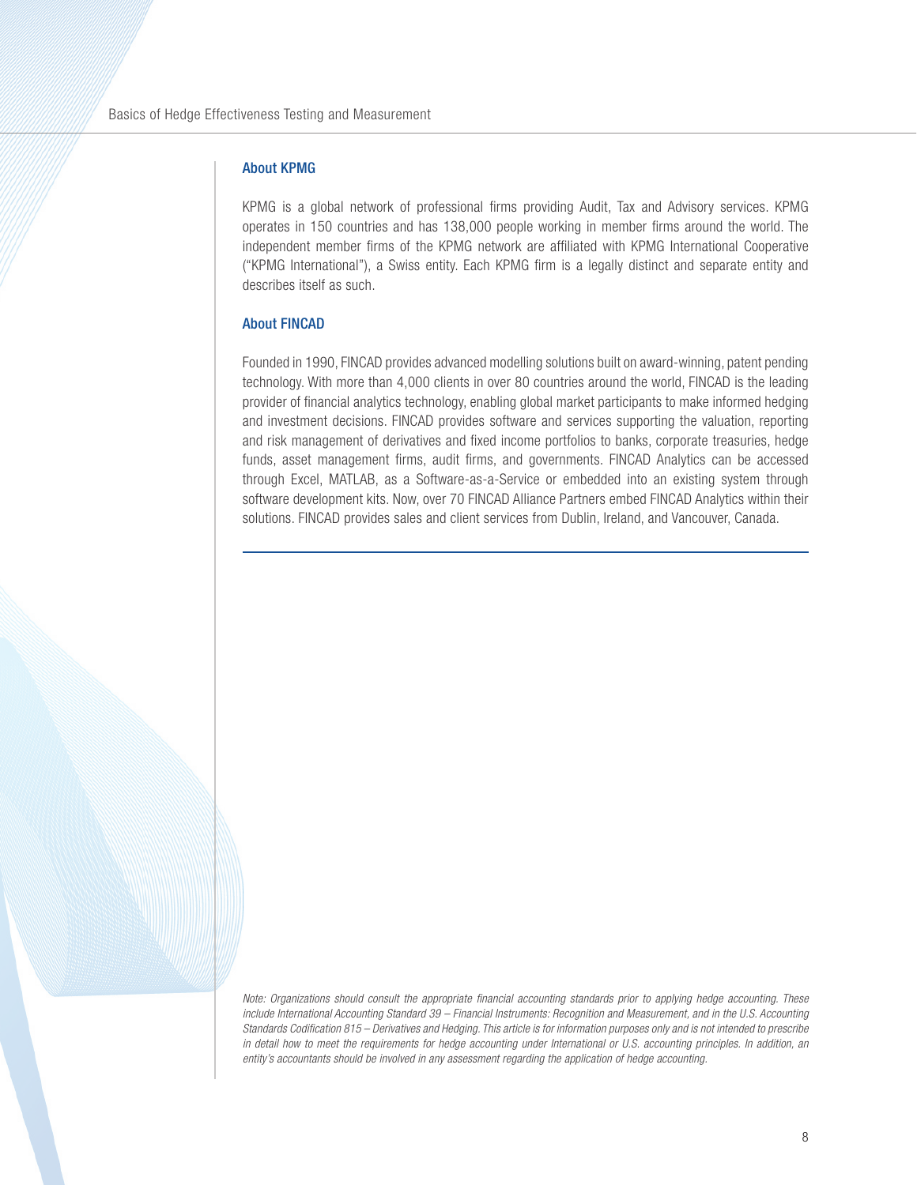## About KPMG

KPMG is a global network of professional firms providing Audit, Tax and Advisory services. KPMG operates in 150 countries and has 138,000 people working in member firms around the world. The independent member firms of the KPMG network are affiliated with KPMG International Cooperative ("KPMG International"), a Swiss entity. Each KPMG firm is a legally distinct and separate entity and describes itself as such.

## About FINCAD

Founded in 1990, FINCAD provides advanced modelling solutions built on award-winning, patent pending technology. With more than 4,000 clients in over 80 countries around the world, FINCAD is the leading provider of financial analytics technology, enabling global market participants to make informed hedging and investment decisions. FINCAD provides software and services supporting the valuation, reporting and risk management of derivatives and fixed income portfolios to banks, corporate treasuries, hedge funds, asset management firms, audit firms, and governments. FINCAD Analytics can be accessed through Excel, MATLAB, as a Software-as-a-Service or embedded into an existing system through software development kits. Now, over 70 FINCAD Alliance Partners embed FINCAD Analytics within their solutions. FINCAD provides sales and client services from Dublin, Ireland, and Vancouver, Canada.

---

*Note: Organizations should consult the appropriate financial accounting standards prior to applying hedge accounting. These include International Accounting Standard 39 – Financial Instruments: Recognition and Measurement, and in the U.S. Accounting Standards Codification 815 – Derivatives and Hedging. This article is for information purposes only and is not intended to prescribe in detail how to meet the requirements for hedge accounting under International or U.S. accounting principles. In addition, an entity's accountants should be involved in any assessment regarding the application of hedge accounting.*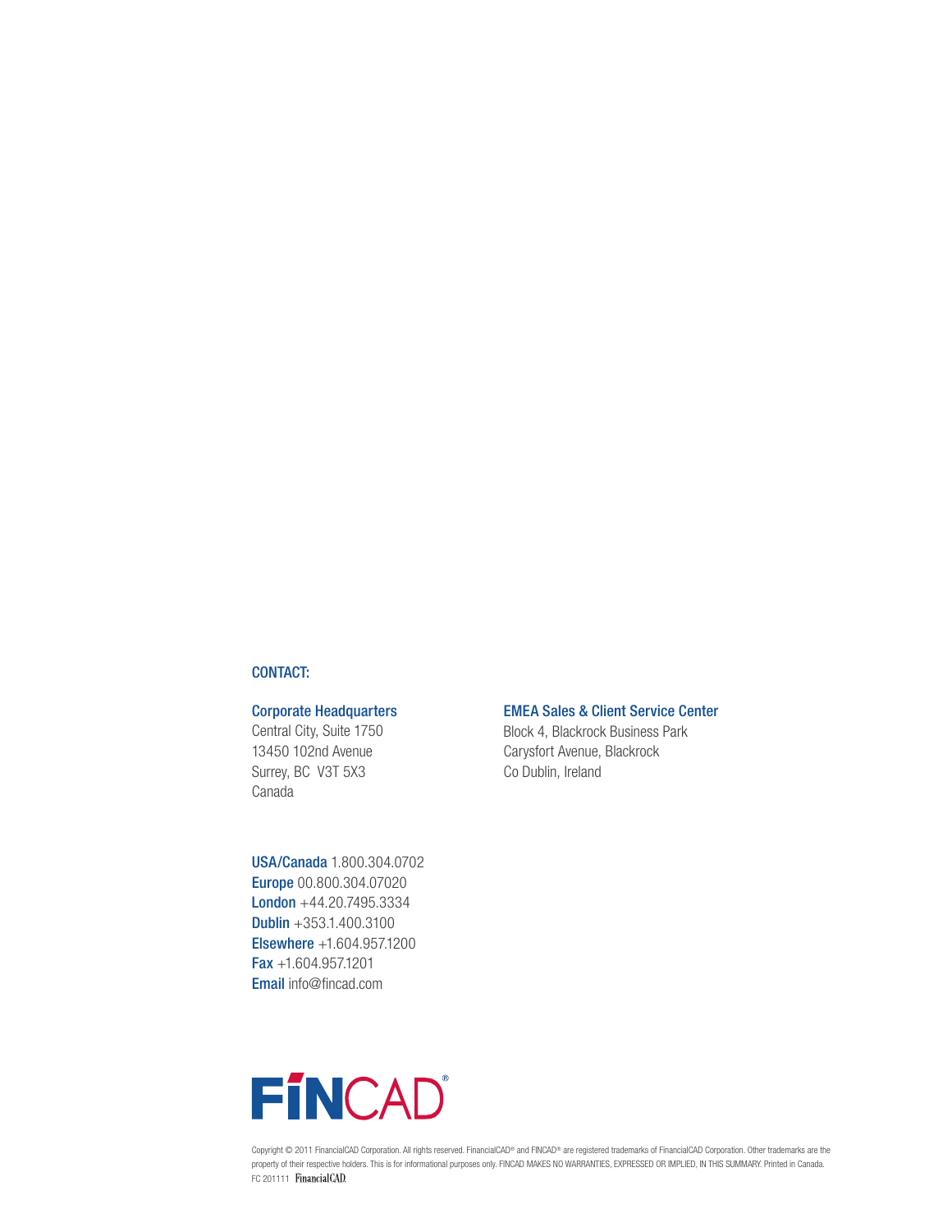## CONTACT:

**Corporate Headquarters**
Central City, Suite 1750
13450 102nd Avenue
Surrey, BC V3T 5X3
Canada

**EMEA Sales & Client Service Center**
Block 4, Blackrock Business Park
Carysfort Avenue, Blackrock
Co Dublin, Ireland

**USA/Canada** 1.800.304.0702
**Europe** 00.800.304.07020
**London** +44.20.7495.3334
**Dublin** +353.1.400.3100
**Elsewhere** +1.604.957.1200
**Fax** +1.604.957.1201
**Email** info@fincad.com

FINCAD®

Copyright © 2011 FinancialCAD Corporation. All rights reserved. FinancialCAD® and FINCAD® are registered trademarks of FinancialCAD Corporation. Other trademarks are the property of their respective holders. This is for informational purposes only. FINCAD MAKES NO WARRANTIES, EXPRESSED OR IMPLIED, IN THIS SUMMARY. Printed in Canada.
FC 201111 FinancialCAD